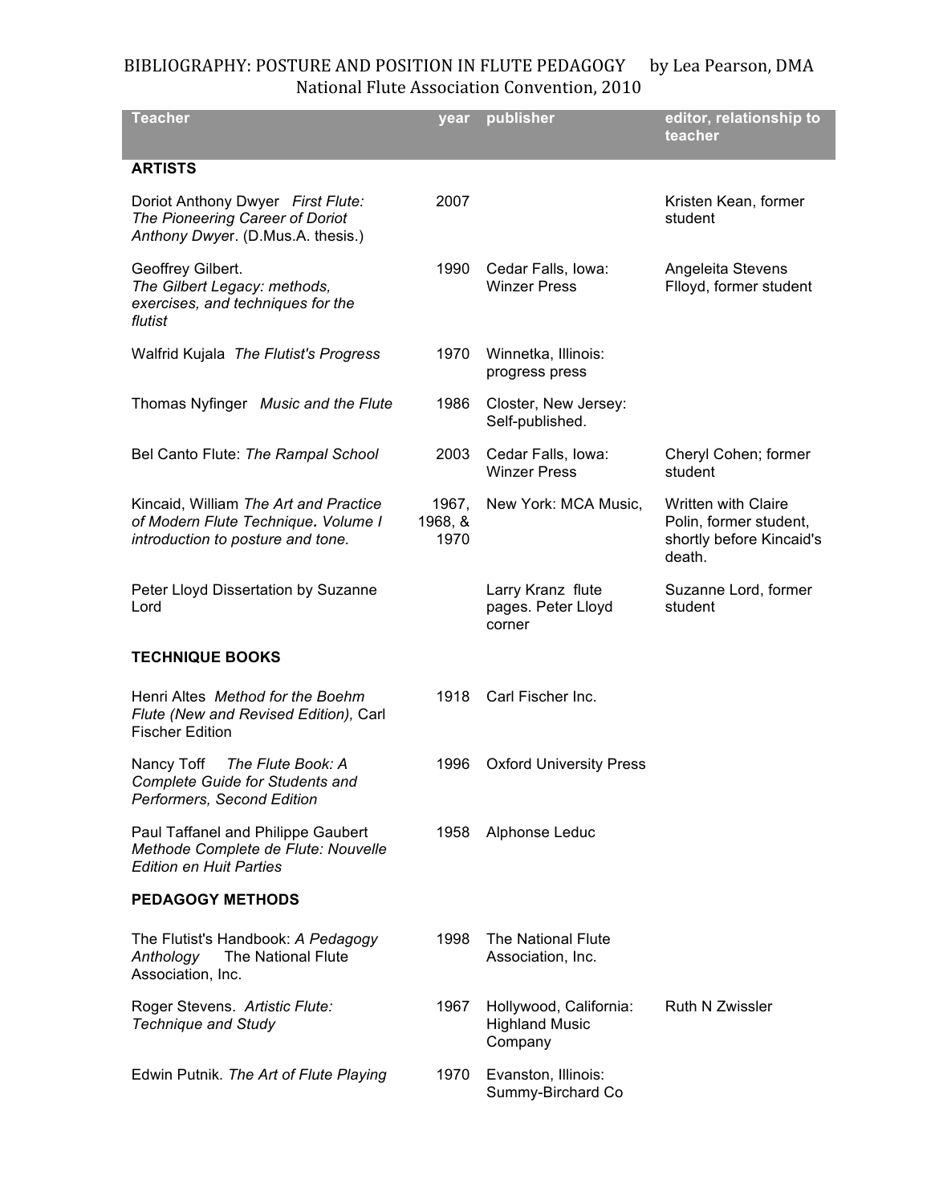# BIBLIOGRAPHY: POSTURE AND POSITION IN FLUTE PEDAGOGY by Lea Pearson, DMA

National Flute Association Convention, 2010

| Teacher | year | publisher | editor, relationship to teacher |
|---|---|---|---|
| **ARTISTS** | | | |
| Doriot Anthony Dwyer *First Flute: The Pioneering Career of Doriot Anthony Dwye*r. (D.Mus.A. thesis.) | 2007 | | Kristen Kean, former student |
| Geoffrey Gilbert. *The Gilbert Legacy: methods, exercises, and techniques for the flutist* | 1990 | Cedar Falls, Iowa: Winzer Press | Angeleita Stevens Flloyd, former student |
| Walfrid Kujala *The Flutist's Progress* | 1970 | Winnetka, Illinois: progress press | |
| Thomas Nyfinger *Music and the Flute* | 1986 | Closter, New Jersey: Self-published. | |
| Bel Canto Flute: *The Rampal School* | 2003 | Cedar Falls, Iowa: Winzer Press | Cheryl Cohen; former student |
| Kincaid, William *The Art and Practice of Modern Flute Technique**.** Volume I introduction to posture and tone.* | 1967, 1968, & 1970 | New York: MCA Music, | Written with Claire Polin, former student, shortly before Kincaid's death. |
| Peter Lloyd Dissertation by Suzanne Lord | | Larry Kranz flute pages. Peter Lloyd corner | Suzanne Lord, former student |
| **TECHNIQUE BOOKS** | | | |
| Henri Altes *Method for the Boehm Flute (New and Revised Edition),* Carl Fischer Edition | 1918 | Carl Fischer Inc. | |
| Nancy Toff *The Flute Book: A Complete Guide for Students and Performers, Second Edition* | 1996 | Oxford University Press | |
| Paul Taffanel and Philippe Gaubert *Methode Complete de Flute: Nouvelle Edition en Huit Parties* | 1958 | Alphonse Leduc | |
| **PEDAGOGY METHODS** | | | |
| The Flutist's Handbook: *A Pedagogy Anthology* The National Flute Association, Inc. | 1998 | The National Flute Association, Inc. | |
| Roger Stevens. *Artistic Flute: Technique and Study* | 1967 | Hollywood, California: Highland Music Company | Ruth N Zwissler |
| Edwin Putnik. *The Art of Flute Playing* | 1970 | Evanston, Illinois: Summy-Birchard Co | |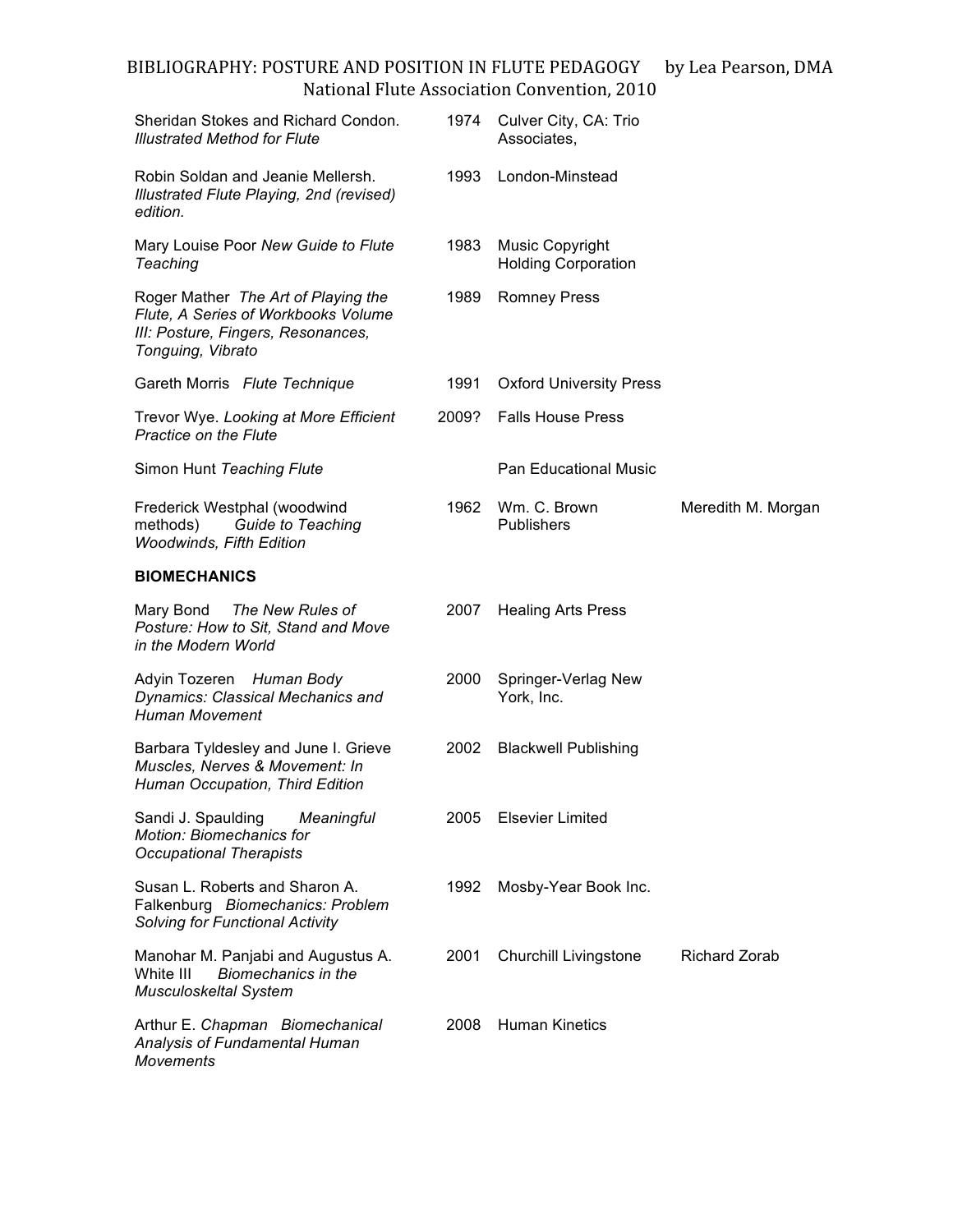| | | | |
|---|---|---|---|
| Sheridan Stokes and Richard Condon. *Illustrated Method for Flute* | 1974 | Culver City, CA: Trio Associates, | |
| Robin Soldan and Jeanie Mellersh. *Illustrated Flute Playing, 2nd (revised) edition.* | 1993 | London-Minstead | |
| Mary Louise Poor *New Guide to Flute Teaching* | 1983 | Music Copyright Holding Corporation | |
| Roger Mather *The Art of Playing the Flute, A Series of Workbooks Volume III: Posture, Fingers, Resonances, Tonguing, Vibrato* | 1989 | Romney Press | |
| Gareth Morris *Flute Technique* | 1991 | Oxford University Press | |
| Trevor Wye. *Looking at More Efficient Practice on the Flute* | 2009? | Falls House Press | |
| Simon Hunt *Teaching Flute* | | Pan Educational Music | |
| Frederick Westphal (woodwind methods) *Guide to Teaching Woodwinds, Fifth Edition* | 1962 | Wm. C. Brown Publishers | Meredith M. Morgan |

**BIOMECHANICS**

| | | | |
|---|---|---|---|
| Mary Bond *The New Rules of Posture: How to Sit, Stand and Move in the Modern World* | 2007 | Healing Arts Press | |
| Adyin Tozeren *Human Body Dynamics: Classical Mechanics and Human Movement* | 2000 | Springer-Verlag New York, Inc. | |
| Barbara Tyldesley and June I. Grieve *Muscles, Nerves & Movement: In Human Occupation, Third Edition* | 2002 | Blackwell Publishing | |
| Sandi J. Spaulding *Meaningful Motion: Biomechanics for Occupational Therapists* | 2005 | Elsevier Limited | |
| Susan L. Roberts and Sharon A. Falkenburg *Biomechanics: Problem Solving for Functional Activity* | 1992 | Mosby-Year Book Inc. | |
| Manohar M. Panjabi and Augustus A. White III *Biomechanics in the Musculoskeltal System* | 2001 | Churchill Livingstone | Richard Zorab |
| Arthur E. Chapman *Biomechanical Analysis of Fundamental Human Movements* | 2008 | Human Kinetics | |